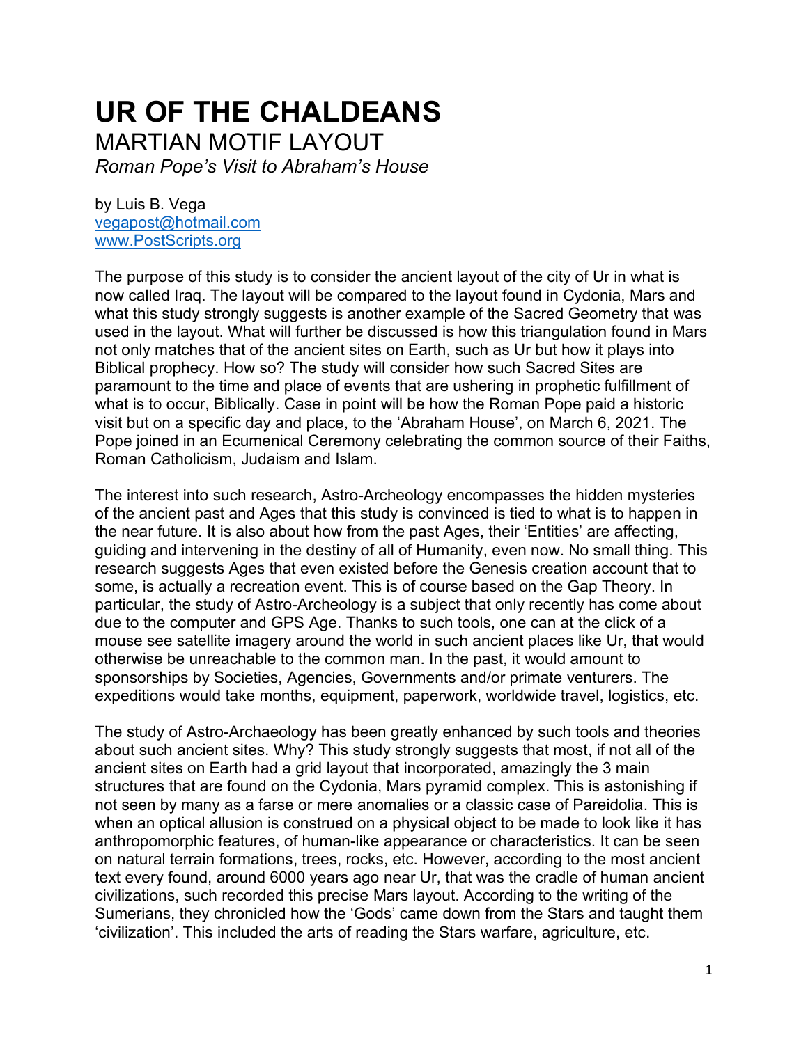# UR OF THE CHALDEANS

## MARTIAN MOTIF LAYOUT

*Roman Pope's Visit to Abraham's House*

by Luis B. Vega
vegapost@hotmail.com
www.PostScripts.org

The purpose of this study is to consider the ancient layout of the city of Ur in what is now called Iraq. The layout will be compared to the layout found in Cydonia, Mars and what this study strongly suggests is another example of the Sacred Geometry that was used in the layout. What will further be discussed is how this triangulation found in Mars not only matches that of the ancient sites on Earth, such as Ur but how it plays into Biblical prophecy. How so? The study will consider how such Sacred Sites are paramount to the time and place of events that are ushering in prophetic fulfillment of what is to occur, Biblically. Case in point will be how the Roman Pope paid a historic visit but on a specific day and place, to the 'Abraham House', on March 6, 2021. The Pope joined in an Ecumenical Ceremony celebrating the common source of their Faiths, Roman Catholicism, Judaism and Islam.

The interest into such research, Astro-Archeology encompasses the hidden mysteries of the ancient past and Ages that this study is convinced is tied to what is to happen in the near future. It is also about how from the past Ages, their 'Entities' are affecting, guiding and intervening in the destiny of all of Humanity, even now. No small thing. This research suggests Ages that even existed before the Genesis creation account that to some, is actually a recreation event. This is of course based on the Gap Theory. In particular, the study of Astro-Archeology is a subject that only recently has come about due to the computer and GPS Age. Thanks to such tools, one can at the click of a mouse see satellite imagery around the world in such ancient places like Ur, that would otherwise be unreachable to the common man. In the past, it would amount to sponsorships by Societies, Agencies, Governments and/or primate venturers. The expeditions would take months, equipment, paperwork, worldwide travel, logistics, etc.

The study of Astro-Archaeology has been greatly enhanced by such tools and theories about such ancient sites. Why? This study strongly suggests that most, if not all of the ancient sites on Earth had a grid layout that incorporated, amazingly the 3 main structures that are found on the Cydonia, Mars pyramid complex. This is astonishing if not seen by many as a farse or mere anomalies or a classic case of Pareidolia. This is when an optical allusion is construed on a physical object to be made to look like it has anthropomorphic features, of human-like appearance or characteristics. It can be seen on natural terrain formations, trees, rocks, etc. However, according to the most ancient text every found, around 6000 years ago near Ur, that was the cradle of human ancient civilizations, such recorded this precise Mars layout. According to the writing of the Sumerians, they chronicled how the 'Gods' came down from the Stars and taught them 'civilization'. This included the arts of reading the Stars warfare, agriculture, etc.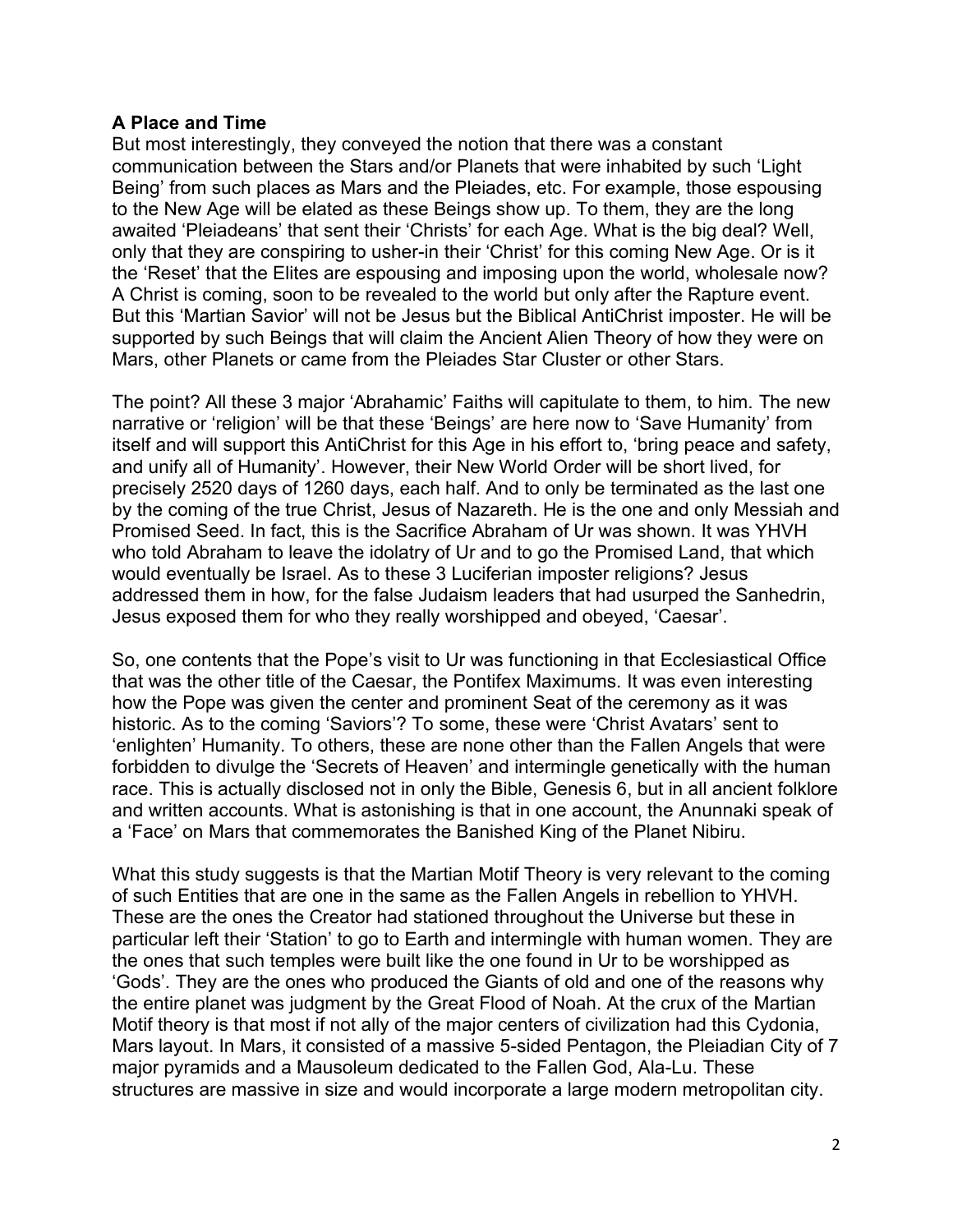**A Place and Time**

But most interestingly, they conveyed the notion that there was a constant communication between the Stars and/or Planets that were inhabited by such 'Light Being' from such places as Mars and the Pleiades, etc. For example, those espousing to the New Age will be elated as these Beings show up. To them, they are the long awaited 'Pleiadeans' that sent their 'Christs' for each Age. What is the big deal? Well, only that they are conspiring to usher-in their 'Christ' for this coming New Age. Or is it the 'Reset' that the Elites are espousing and imposing upon the world, wholesale now? A Christ is coming, soon to be revealed to the world but only after the Rapture event. But this 'Martian Savior' will not be Jesus but the Biblical AntiChrist imposter. He will be supported by such Beings that will claim the Ancient Alien Theory of how they were on Mars, other Planets or came from the Pleiades Star Cluster or other Stars.

The point? All these 3 major 'Abrahamic' Faiths will capitulate to them, to him. The new narrative or 'religion' will be that these 'Beings' are here now to 'Save Humanity' from itself and will support this AntiChrist for this Age in his effort to, 'bring peace and safety, and unify all of Humanity'. However, their New World Order will be short lived, for precisely 2520 days of 1260 days, each half. And to only be terminated as the last one by the coming of the true Christ, Jesus of Nazareth. He is the one and only Messiah and Promised Seed. In fact, this is the Sacrifice Abraham of Ur was shown. It was YHVH who told Abraham to leave the idolatry of Ur and to go the Promised Land, that which would eventually be Israel. As to these 3 Luciferian imposter religions? Jesus addressed them in how, for the false Judaism leaders that had usurped the Sanhedrin, Jesus exposed them for who they really worshipped and obeyed, 'Caesar'.

So, one contents that the Pope's visit to Ur was functioning in that Ecclesiastical Office that was the other title of the Caesar, the Pontifex Maximums. It was even interesting how the Pope was given the center and prominent Seat of the ceremony as it was historic. As to the coming 'Saviors'? To some, these were 'Christ Avatars' sent to 'enlighten' Humanity. To others, these are none other than the Fallen Angels that were forbidden to divulge the 'Secrets of Heaven' and intermingle genetically with the human race. This is actually disclosed not in only the Bible, Genesis 6, but in all ancient folklore and written accounts. What is astonishing is that in one account, the Anunnaki speak of a 'Face' on Mars that commemorates the Banished King of the Planet Nibiru.

What this study suggests is that the Martian Motif Theory is very relevant to the coming of such Entities that are one in the same as the Fallen Angels in rebellion to YHVH. These are the ones the Creator had stationed throughout the Universe but these in particular left their 'Station' to go to Earth and intermingle with human women. They are the ones that such temples were built like the one found in Ur to be worshipped as 'Gods'. They are the ones who produced the Giants of old and one of the reasons why the entire planet was judgment by the Great Flood of Noah. At the crux of the Martian Motif theory is that most if not ally of the major centers of civilization had this Cydonia, Mars layout. In Mars, it consisted of a massive 5-sided Pentagon, the Pleiadian City of 7 major pyramids and a Mausoleum dedicated to the Fallen God, Ala-Lu. These structures are massive in size and would incorporate a large modern metropolitan city.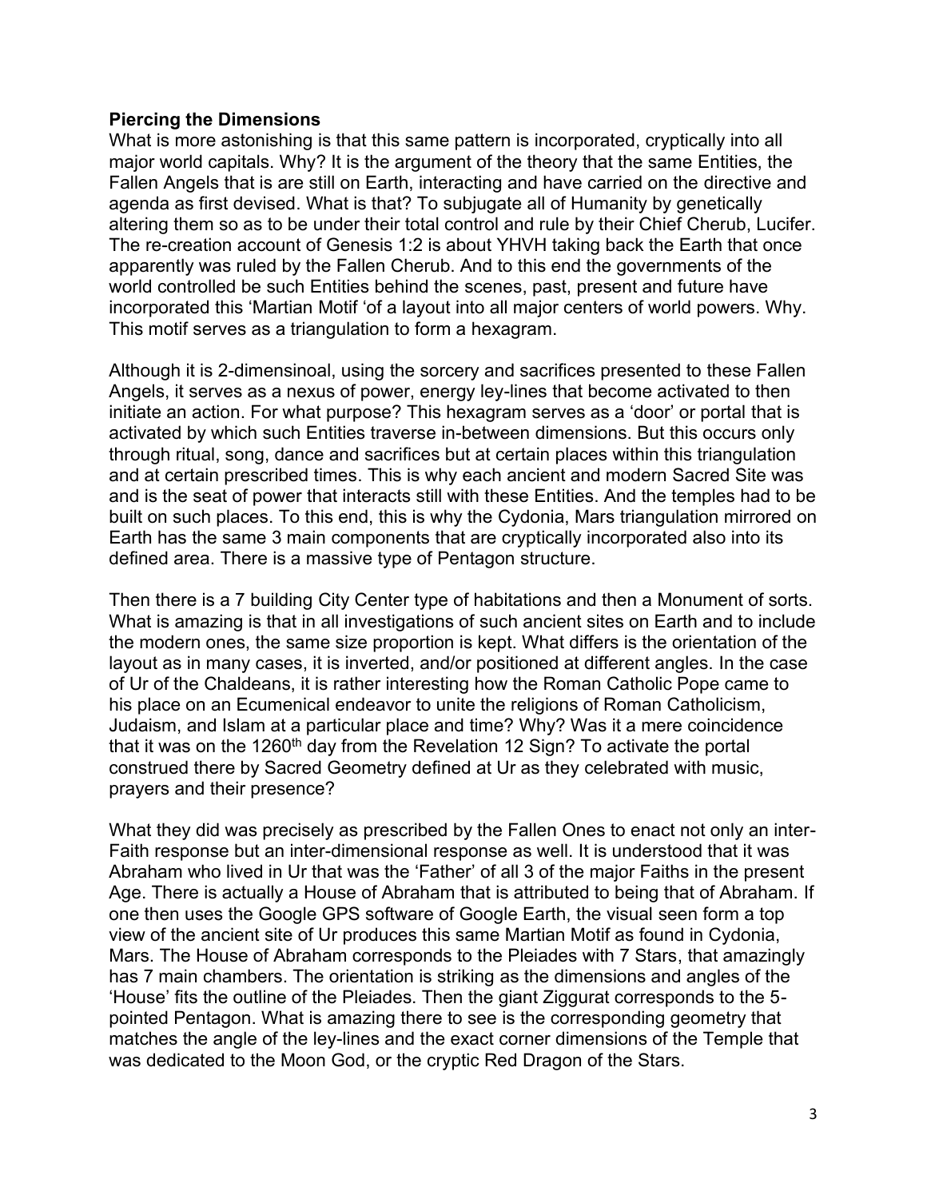**Piercing the Dimensions**

What is more astonishing is that this same pattern is incorporated, cryptically into all major world capitals. Why? It is the argument of the theory that the same Entities, the Fallen Angels that is are still on Earth, interacting and have carried on the directive and agenda as first devised. What is that? To subjugate all of Humanity by genetically altering them so as to be under their total control and rule by their Chief Cherub, Lucifer. The re-creation account of Genesis 1:2 is about YHVH taking back the Earth that once apparently was ruled by the Fallen Cherub. And to this end the governments of the world controlled be such Entities behind the scenes, past, present and future have incorporated this 'Martian Motif 'of a layout into all major centers of world powers. Why. This motif serves as a triangulation to form a hexagram.

Although it is 2-dimensinoal, using the sorcery and sacrifices presented to these Fallen Angels, it serves as a nexus of power, energy ley-lines that become activated to then initiate an action. For what purpose? This hexagram serves as a 'door' or portal that is activated by which such Entities traverse in-between dimensions. But this occurs only through ritual, song, dance and sacrifices but at certain places within this triangulation and at certain prescribed times. This is why each ancient and modern Sacred Site was and is the seat of power that interacts still with these Entities. And the temples had to be built on such places. To this end, this is why the Cydonia, Mars triangulation mirrored on Earth has the same 3 main components that are cryptically incorporated also into its defined area. There is a massive type of Pentagon structure.

Then there is a 7 building City Center type of habitations and then a Monument of sorts. What is amazing is that in all investigations of such ancient sites on Earth and to include the modern ones, the same size proportion is kept. What differs is the orientation of the layout as in many cases, it is inverted, and/or positioned at different angles. In the case of Ur of the Chaldeans, it is rather interesting how the Roman Catholic Pope came to his place on an Ecumenical endeavor to unite the religions of Roman Catholicism, Judaism, and Islam at a particular place and time? Why? Was it a mere coincidence that it was on the 1260th day from the Revelation 12 Sign? To activate the portal construed there by Sacred Geometry defined at Ur as they celebrated with music, prayers and their presence?

What they did was precisely as prescribed by the Fallen Ones to enact not only an inter-Faith response but an inter-dimensional response as well. It is understood that it was Abraham who lived in Ur that was the 'Father' of all 3 of the major Faiths in the present Age. There is actually a House of Abraham that is attributed to being that of Abraham. If one then uses the Google GPS software of Google Earth, the visual seen form a top view of the ancient site of Ur produces this same Martian Motif as found in Cydonia, Mars. The House of Abraham corresponds to the Pleiades with 7 Stars, that amazingly has 7 main chambers. The orientation is striking as the dimensions and angles of the 'House' fits the outline of the Pleiades. Then the giant Ziggurat corresponds to the 5-pointed Pentagon. What is amazing there to see is the corresponding geometry that matches the angle of the ley-lines and the exact corner dimensions of the Temple that was dedicated to the Moon God, or the cryptic Red Dragon of the Stars.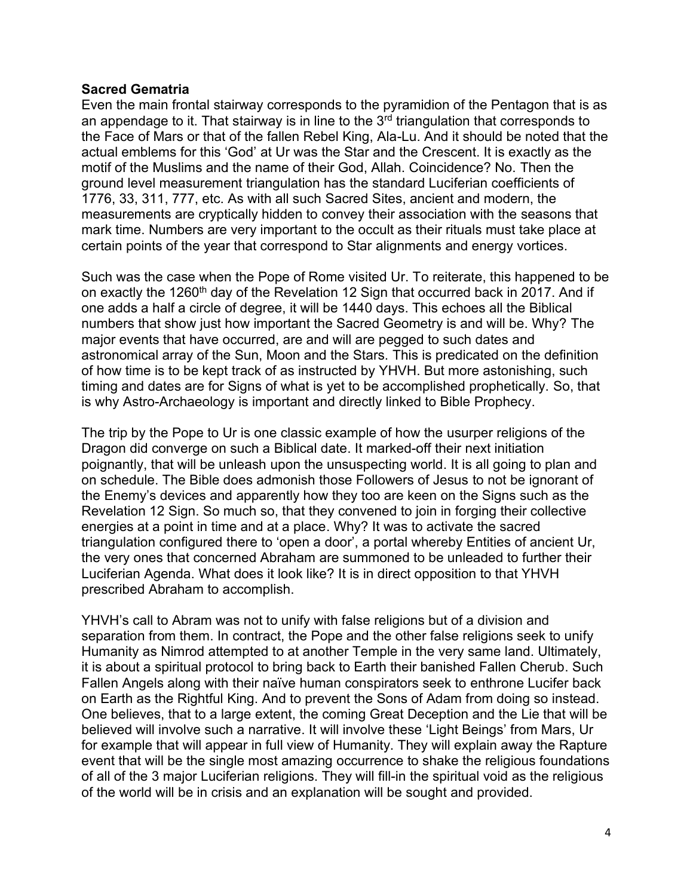**Sacred Gematria**

Even the main frontal stairway corresponds to the pyramidion of the Pentagon that is as an appendage to it. That stairway is in line to the 3rd triangulation that corresponds to the Face of Mars or that of the fallen Rebel King, Ala-Lu. And it should be noted that the actual emblems for this 'God' at Ur was the Star and the Crescent. It is exactly as the motif of the Muslims and the name of their God, Allah. Coincidence? No. Then the ground level measurement triangulation has the standard Luciferian coefficients of 1776, 33, 311, 777, etc. As with all such Sacred Sites, ancient and modern, the measurements are cryptically hidden to convey their association with the seasons that mark time. Numbers are very important to the occult as their rituals must take place at certain points of the year that correspond to Star alignments and energy vortices.

Such was the case when the Pope of Rome visited Ur. To reiterate, this happened to be on exactly the 1260th day of the Revelation 12 Sign that occurred back in 2017. And if one adds a half a circle of degree, it will be 1440 days. This echoes all the Biblical numbers that show just how important the Sacred Geometry is and will be. Why? The major events that have occurred, are and will are pegged to such dates and astronomical array of the Sun, Moon and the Stars. This is predicated on the definition of how time is to be kept track of as instructed by YHVH. But more astonishing, such timing and dates are for Signs of what is yet to be accomplished prophetically. So, that is why Astro-Archaeology is important and directly linked to Bible Prophecy.

The trip by the Pope to Ur is one classic example of how the usurper religions of the Dragon did converge on such a Biblical date. It marked-off their next initiation poignantly, that will be unleash upon the unsuspecting world. It is all going to plan and on schedule. The Bible does admonish those Followers of Jesus to not be ignorant of the Enemy's devices and apparently how they too are keen on the Signs such as the Revelation 12 Sign. So much so, that they convened to join in forging their collective energies at a point in time and at a place. Why? It was to activate the sacred triangulation configured there to 'open a door', a portal whereby Entities of ancient Ur, the very ones that concerned Abraham are summoned to be unleaded to further their Luciferian Agenda. What does it look like? It is in direct opposition to that YHVH prescribed Abraham to accomplish.

YHVH's call to Abram was not to unify with false religions but of a division and separation from them. In contract, the Pope and the other false religions seek to unify Humanity as Nimrod attempted to at another Temple in the very same land. Ultimately, it is about a spiritual protocol to bring back to Earth their banished Fallen Cherub. Such Fallen Angels along with their naïve human conspirators seek to enthrone Lucifer back on Earth as the Rightful King. And to prevent the Sons of Adam from doing so instead. One believes, that to a large extent, the coming Great Deception and the Lie that will be believed will involve such a narrative. It will involve these 'Light Beings' from Mars, Ur for example that will appear in full view of Humanity. They will explain away the Rapture event that will be the single most amazing occurrence to shake the religious foundations of all of the 3 major Luciferian religions. They will fill-in the spiritual void as the religious of the world will be in crisis and an explanation will be sought and provided.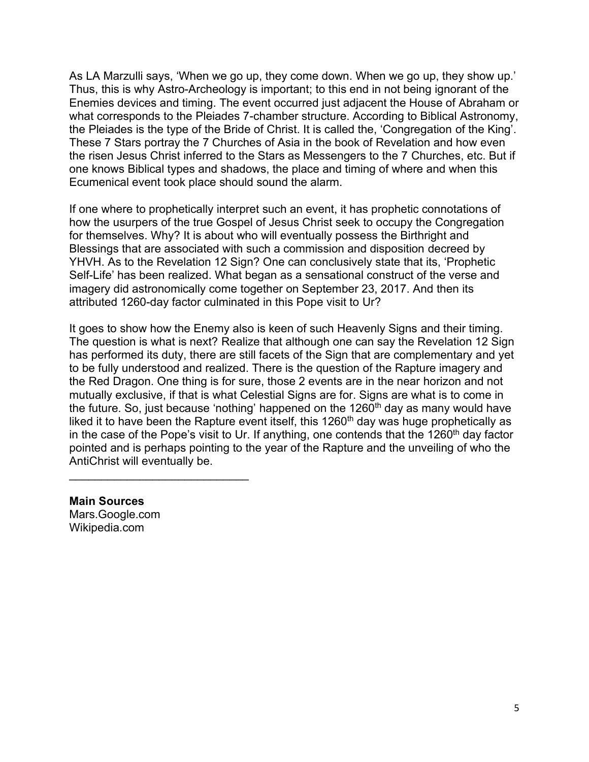As LA Marzulli says, 'When we go up, they come down. When we go up, they show up.' Thus, this is why Astro-Archeology is important; to this end in not being ignorant of the Enemies devices and timing. The event occurred just adjacent the House of Abraham or what corresponds to the Pleiades 7-chamber structure. According to Biblical Astronomy, the Pleiades is the type of the Bride of Christ. It is called the, 'Congregation of the King'. These 7 Stars portray the 7 Churches of Asia in the book of Revelation and how even the risen Jesus Christ inferred to the Stars as Messengers to the 7 Churches, etc. But if one knows Biblical types and shadows, the place and timing of where and when this Ecumenical event took place should sound the alarm.

If one where to prophetically interpret such an event, it has prophetic connotations of how the usurpers of the true Gospel of Jesus Christ seek to occupy the Congregation for themselves. Why? It is about who will eventually possess the Birthright and Blessings that are associated with such a commission and disposition decreed by YHVH. As to the Revelation 12 Sign? One can conclusively state that its, 'Prophetic Self-Life' has been realized. What began as a sensational construct of the verse and imagery did astronomically come together on September 23, 2017. And then its attributed 1260-day factor culminated in this Pope visit to Ur?

It goes to show how the Enemy also is keen of such Heavenly Signs and their timing. The question is what is next? Realize that although one can say the Revelation 12 Sign has performed its duty, there are still facets of the Sign that are complementary and yet to be fully understood and realized. There is the question of the Rapture imagery and the Red Dragon. One thing is for sure, those 2 events are in the near horizon and not mutually exclusive, if that is what Celestial Signs are for. Signs are what is to come in the future. So, just because 'nothing' happened on the 1260th day as many would have liked it to have been the Rapture event itself, this 1260th day was huge prophetically as in the case of the Pope's visit to Ur. If anything, one contends that the 1260th day factor pointed and is perhaps pointing to the year of the Rapture and the unveiling of who the AntiChrist will eventually be.

___________________________

**Main Sources**
Mars.Google.com
Wikipedia.com